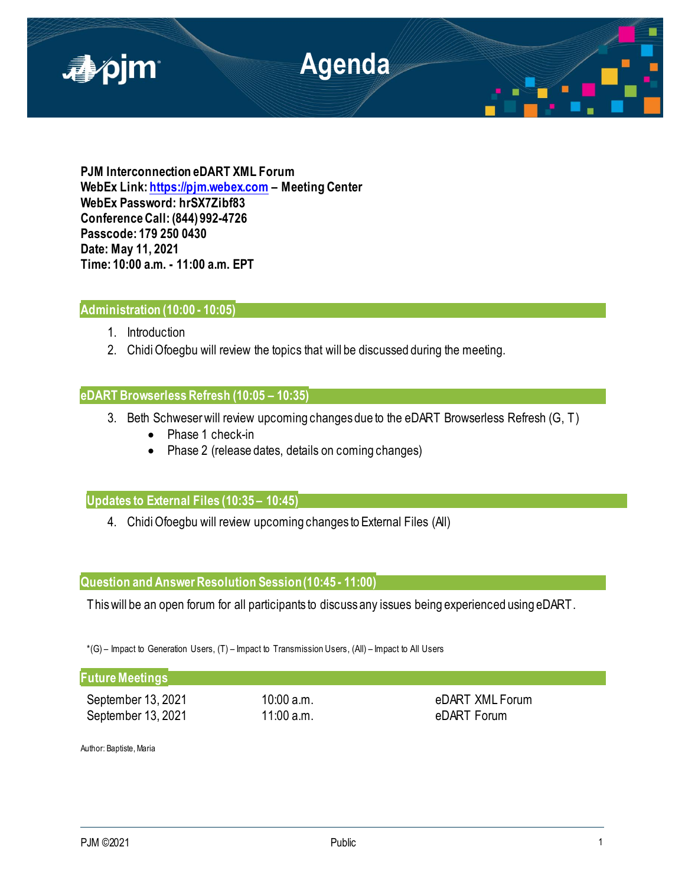# Agenda

**PJM Interconnection eDART XML Forum**
**WebEx Link: https://pjm.webex.com – Meeting Center**
**WebEx Password: hrSX7Zibf83**
**Conference Call: (844) 992-4726**
**Passcode: 179 250 0430**
**Date: May 11, 2021**
**Time: 10:00 a.m. - 11:00 a.m. EPT**

## Administration (10:00 - 10:05)

1. Introduction
2. Chidi Ofoegbu will review the topics that will be discussed during the meeting.

## eDART Browserless Refresh (10:05 – 10:35)

3. Beth Schweser will review upcoming changes due to the eDART Browserless Refresh (G, T)
   - Phase 1 check-in
   - Phase 2 (release dates, details on coming changes)

## Updates to External Files (10:35 – 10:45)

4. Chidi Ofoegbu will review upcoming changes to External Files (All)

## Question and Answer Resolution Session (10:45 - 11:00)

This will be an open forum for all participants to discuss any issues being experienced using eDART.

*(G) – Impact to Generation Users, (T) – Impact to Transmission Users, (All) – Impact to All Users

## Future Meetings

| | | |
|---|---|---|
| September 13, 2021 | 10:00 a.m. | eDART XML Forum |
| September 13, 2021 | 11:00 a.m. | eDART Forum |

Author: Baptiste, Maria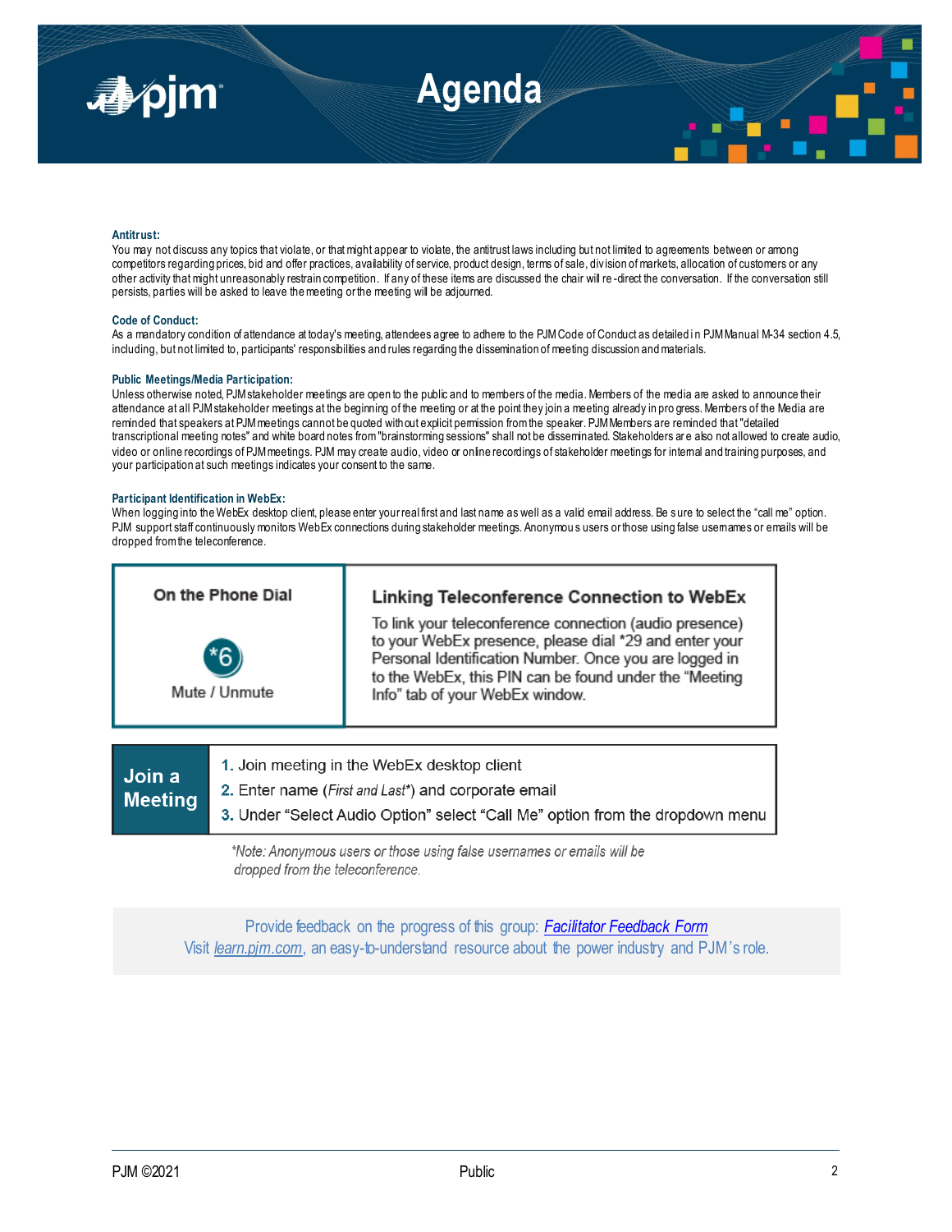# Agenda

**Antitrust:**
You may not discuss any topics that violate, or that might appear to violate, the antitrust laws including but not limited to agreements between or among competitors regarding prices, bid and offer practices, availability of service, product design, terms of sale, division of markets, allocation of customers or any other activity that might unreasonably restrain competition. If any of these items are discussed the chair will re-direct the conversation. If the conversation still persists, parties will be asked to leave the meeting or the meeting will be adjourned.

**Code of Conduct:**
As a mandatory condition of attendance at today's meeting, attendees agree to adhere to the PJM Code of Conduct as detailed in PJM Manual M-34 section 4.5, including, but not limited to, participants' responsibilities and rules regarding the dissemination of meeting discussion and materials.

**Public Meetings/Media Participation:**
Unless otherwise noted, PJM stakeholder meetings are open to the public and to members of the media. Members of the media are asked to announce their attendance at all PJM stakeholder meetings at the beginning of the meeting or at the point they join a meeting already in progress. Members of the Media are reminded that speakers at PJM meetings cannot be quoted without explicit permission from the speaker. PJM Members are reminded that "detailed transcriptional meeting notes" and white board notes from "brainstorming sessions" shall not be disseminated. Stakeholders are also not allowed to create audio, video or online recordings of PJM meetings. PJM may create audio, video or online recordings of stakeholder meetings for internal and training purposes, and your participation at such meetings indicates your consent to the same.

**Participant Identification in WebEx:**
When logging into the WebEx desktop client, please enter your real first and last name as well as a valid email address. Be sure to select the "call me" option. PJM support staff continuously monitors WebEx connections during stakeholder meetings. Anonymous users or those using false usernames or emails will be dropped from the teleconference.

| On the Phone Dial | Linking Teleconference Connection to WebEx |
|---|---|
| *6 Mute / Unmute | To link your teleconference connection (audio presence) to your WebEx presence, please dial *29 and enter your Personal Identification Number. Once you are logged in to the WebEx, this PIN can be found under the "Meeting Info" tab of your WebEx window. |

**Join a Meeting**

1. Join meeting in the WebEx desktop client
2. Enter name (*First and Last**) and corporate email
3. Under "Select Audio Option" select "Call Me" option from the dropdown menu

*\*Note: Anonymous users or those using false usernames or emails will be dropped from the teleconference.*

Provide feedback on the progress of this group: Facilitator Feedback Form

Visit learn.pjm.com, an easy-to-understand resource about the power industry and PJM's role.

PJM ©2021 Public